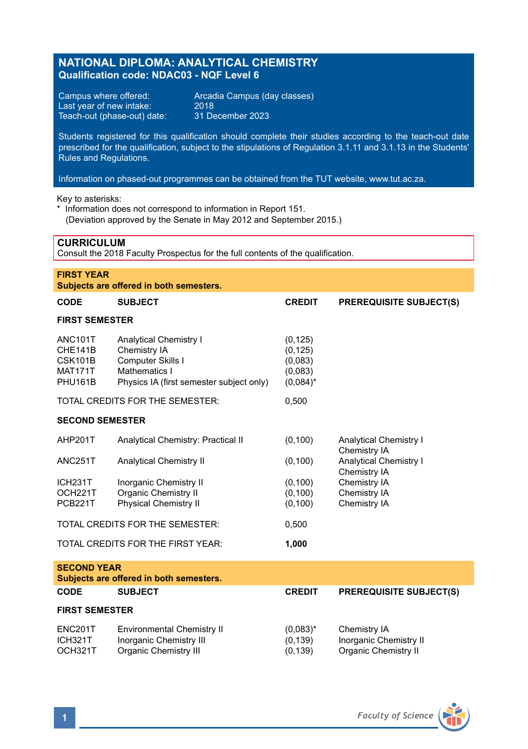# NATIONAL DIPLOMA: ANALYTICAL CHEMISTRY

**Qualification code: NDAC03 - NQF Level 6**

Campus where offered: Arcadia Campus (day classes)
Last year of new intake: 2018
Teach-out (phase-out) date: 31 December 2023

Students registered for this qualification should complete their studies according to the teach-out date prescribed for the qualification, subject to the stipulations of Regulation 3.1.11 and 3.1.13 in the Students' Rules and Regulations.

Information on phased-out programmes can be obtained from the TUT website, www.tut.ac.za.

Key to asterisks:
* Information does not correspond to information in Report 151.
(Deviation approved by the Senate in May 2012 and September 2015.)

## CURRICULUM

Consult the 2018 Faculty Prospectus for the full contents of the qualification.

### FIRST YEAR

**Subjects are offered in both semesters.**

| CODE | SUBJECT | CREDIT | PREREQUISITE SUBJECT(S) |
|---|---|---|---|
| **FIRST SEMESTER** | | | |
| ANC101T | Analytical Chemistry I | (0,125) | |
| CHE141B | Chemistry IA | (0,125) | |
| CSK101B | Computer Skills I | (0,083) | |
| MAT171T | Mathematics I | (0,083) | |
| PHU161B | Physics IA (first semester subject only) | (0,084)* | |
| TOTAL CREDITS FOR THE SEMESTER: | | 0,500 | |
| **SECOND SEMESTER** | | | |
| AHP201T | Analytical Chemistry: Practical II | (0,100) | Analytical Chemistry I<br>Chemistry IA |
| ANC251T | Analytical Chemistry II | (0,100) | Analytical Chemistry I<br>Chemistry IA |
| ICH231T | Inorganic Chemistry II | (0,100) | Chemistry IA |
| OCH221T | Organic Chemistry II | (0,100) | Chemistry IA |
| PCB221T | Physical Chemistry II | (0,100) | Chemistry IA |
| TOTAL CREDITS FOR THE SEMESTER: | | 0,500 | |
| TOTAL CREDITS FOR THE FIRST YEAR: | | **1,000** | |

### SECOND YEAR

**Subjects are offered in both semesters.**

| CODE | SUBJECT | CREDIT | PREREQUISITE SUBJECT(S) |
|---|---|---|---|
| **FIRST SEMESTER** | | | |
| ENC201T | Environmental Chemistry II | (0,083)* | Chemistry IA |
| ICH321T | Inorganic Chemistry III | (0,139) | Inorganic Chemistry II |
| OCH321T | Organic Chemistry III | (0,139) | Organic Chemistry II |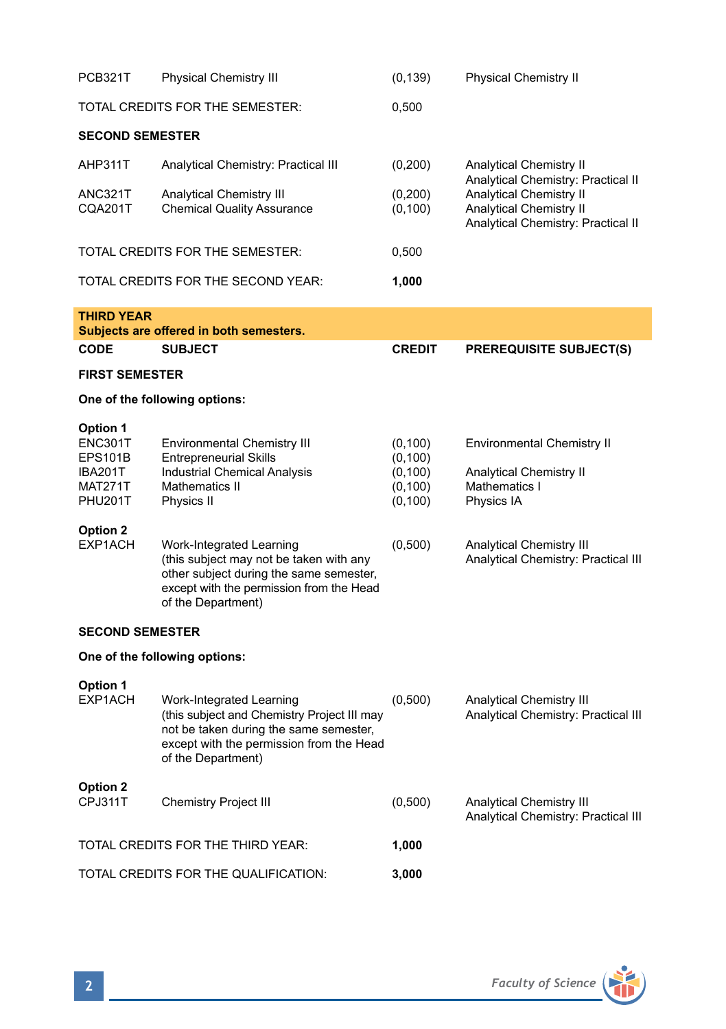| | | | |
|---|---|---|---|
| PCB321T | Physical Chemistry III | (0,139) | Physical Chemistry II |
| TOTAL CREDITS FOR THE SEMESTER: | | 0,500 | |

**SECOND SEMESTER**

| | | | |
|---|---|---|---|
| AHP311T | Analytical Chemistry: Practical III | (0,200) | Analytical Chemistry II<br>Analytical Chemistry: Practical II |
| ANC321T | Analytical Chemistry III | (0,200) | Analytical Chemistry II |
| CQA201T | Chemical Quality Assurance | (0,100) | Analytical Chemistry II<br>Analytical Chemistry: Practical II |
| TOTAL CREDITS FOR THE SEMESTER: | | 0,500 | |
| TOTAL CREDITS FOR THE SECOND YEAR: | | **1,000** | |

## THIRD YEAR

**Subjects are offered in both semesters.**

| CODE | SUBJECT | CREDIT | PREREQUISITE SUBJECT(S) |
|---|---|---|---|

**FIRST SEMESTER**

**One of the following options:**

**Option 1**

| | | | |
|---|---|---|---|
| ENC301T | Environmental Chemistry III | (0,100) | Environmental Chemistry II |
| EPS101B | Entrepreneurial Skills | (0,100) | |
| IBA201T | Industrial Chemical Analysis | (0,100) | Analytical Chemistry II |
| MAT271T | Mathematics II | (0,100) | Mathematics I |
| PHU201T | Physics II | (0,100) | Physics IA |

**Option 2**

| | | | |
|---|---|---|---|
| EXP1ACH | Work-Integrated Learning (this subject may not be taken with any other subject during the same semester, except with the permission from the Head of the Department) | (0,500) | Analytical Chemistry III<br>Analytical Chemistry: Practical III |

**SECOND SEMESTER**

**One of the following options:**

**Option 1**

| | | | |
|---|---|---|---|
| EXP1ACH | Work-Integrated Learning (this subject and Chemistry Project III may not be taken during the same semester, except with the permission from the Head of the Department) | (0,500) | Analytical Chemistry III<br>Analytical Chemistry: Practical III |

**Option 2**

| | | | |
|---|---|---|---|
| CPJ311T | Chemistry Project III | (0,500) | Analytical Chemistry III<br>Analytical Chemistry: Practical III |
| TOTAL CREDITS FOR THE THIRD YEAR: | | **1,000** | |
| TOTAL CREDITS FOR THE QUALIFICATION: | | **3,000** | |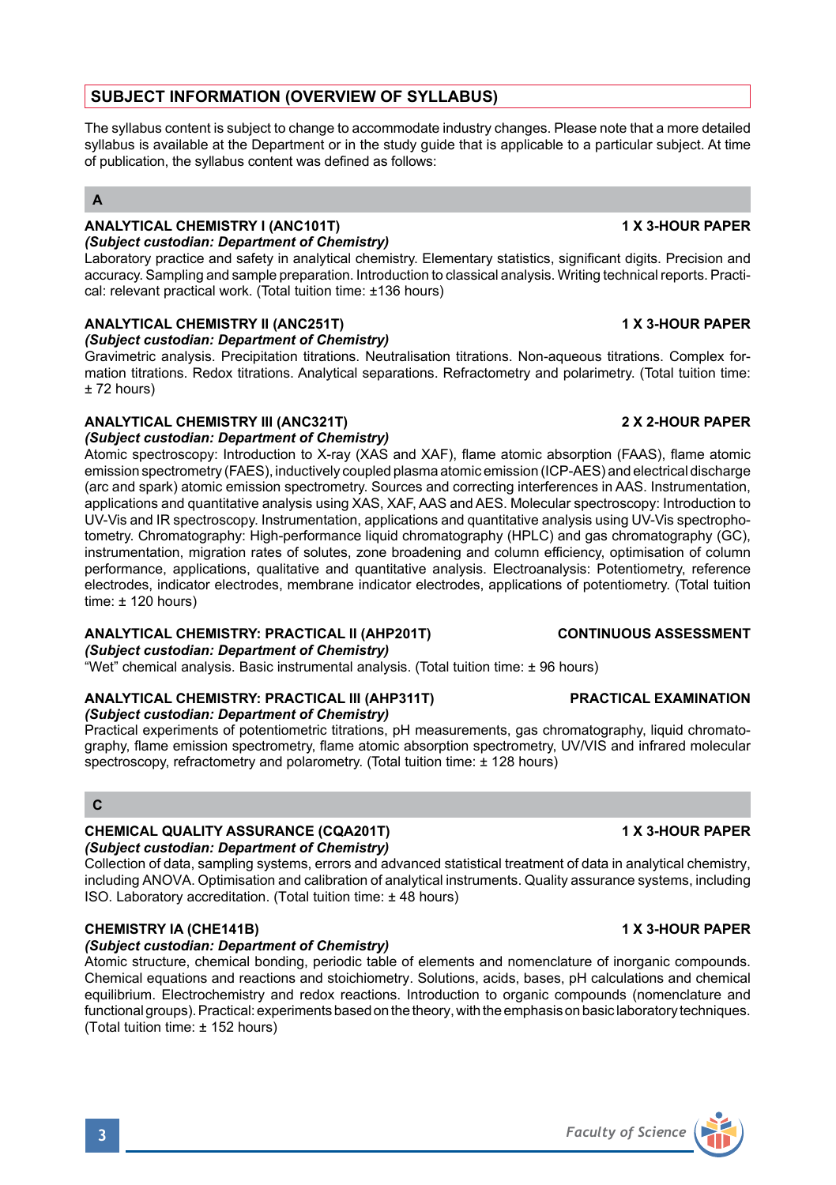## SUBJECT INFORMATION (OVERVIEW OF SYLLABUS)

The syllabus content is subject to change to accommodate industry changes. Please note that a more detailed syllabus is available at the Department or in the study guide that is applicable to a particular subject. At time of publication, the syllabus content was defined as follows:

### A

**ANALYTICAL CHEMISTRY I (ANC101T)** — **1 X 3-HOUR PAPER**

*(Subject custodian: Department of Chemistry)*

Laboratory practice and safety in analytical chemistry. Elementary statistics, significant digits. Precision and accuracy. Sampling and sample preparation. Introduction to classical analysis. Writing technical reports. Practical: relevant practical work. (Total tuition time: ±136 hours)

**ANALYTICAL CHEMISTRY II (ANC251T)** — **1 X 3-HOUR PAPER**

*(Subject custodian: Department of Chemistry)*

Gravimetric analysis. Precipitation titrations. Neutralisation titrations. Non-aqueous titrations. Complex formation titrations. Redox titrations. Analytical separations. Refractometry and polarimetry. (Total tuition time: ± 72 hours)

**ANALYTICAL CHEMISTRY III (ANC321T)** — **2 X 2-HOUR PAPER**

*(Subject custodian: Department of Chemistry)*

Atomic spectroscopy: Introduction to X-ray (XAS and XAF), flame atomic absorption (FAAS), flame atomic emission spectrometry (FAES), inductively coupled plasma atomic emission (ICP-AES) and electrical discharge (arc and spark) atomic emission spectrometry. Sources and correcting interferences in AAS. Instrumentation, applications and quantitative analysis using XAS, XAF, AAS and AES. Molecular spectroscopy: Introduction to UV-Vis and IR spectroscopy. Instrumentation, applications and quantitative analysis using UV-Vis spectrophotometry. Chromatography: High-performance liquid chromatography (HPLC) and gas chromatography (GC), instrumentation, migration rates of solutes, zone broadening and column efficiency, optimisation of column performance, applications, qualitative and quantitative analysis. Electroanalysis: Potentiometry, reference electrodes, indicator electrodes, membrane indicator electrodes, applications of potentiometry. (Total tuition time: ± 120 hours)

**ANALYTICAL CHEMISTRY: PRACTICAL II (AHP201T)** — **CONTINUOUS ASSESSMENT**

*(Subject custodian: Department of Chemistry)*

"Wet" chemical analysis. Basic instrumental analysis. (Total tuition time: ± 96 hours)

**ANALYTICAL CHEMISTRY: PRACTICAL III (AHP311T)** — **PRACTICAL EXAMINATION**

*(Subject custodian: Department of Chemistry)*

Practical experiments of potentiometric titrations, pH measurements, gas chromatography, liquid chromatography, flame emission spectrometry, flame atomic absorption spectrometry, UV/VIS and infrared molecular spectroscopy, refractometry and polarometry. (Total tuition time: ± 128 hours)

### C

**CHEMICAL QUALITY ASSURANCE (CQA201T)** — **1 X 3-HOUR PAPER**

*(Subject custodian: Department of Chemistry)*

Collection of data, sampling systems, errors and advanced statistical treatment of data in analytical chemistry, including ANOVA. Optimisation and calibration of analytical instruments. Quality assurance systems, including ISO. Laboratory accreditation. (Total tuition time: ± 48 hours)

**CHEMISTRY IA (CHE141B)** — **1 X 3-HOUR PAPER**

*(Subject custodian: Department of Chemistry)*

Atomic structure, chemical bonding, periodic table of elements and nomenclature of inorganic compounds. Chemical equations and reactions and stoichiometry. Solutions, acids, bases, pH calculations and chemical equilibrium. Electrochemistry and redox reactions. Introduction to organic compounds (nomenclature and functional groups). Practical: experiments based on the theory, with the emphasis on basic laboratory techniques. (Total tuition time: ± 152 hours)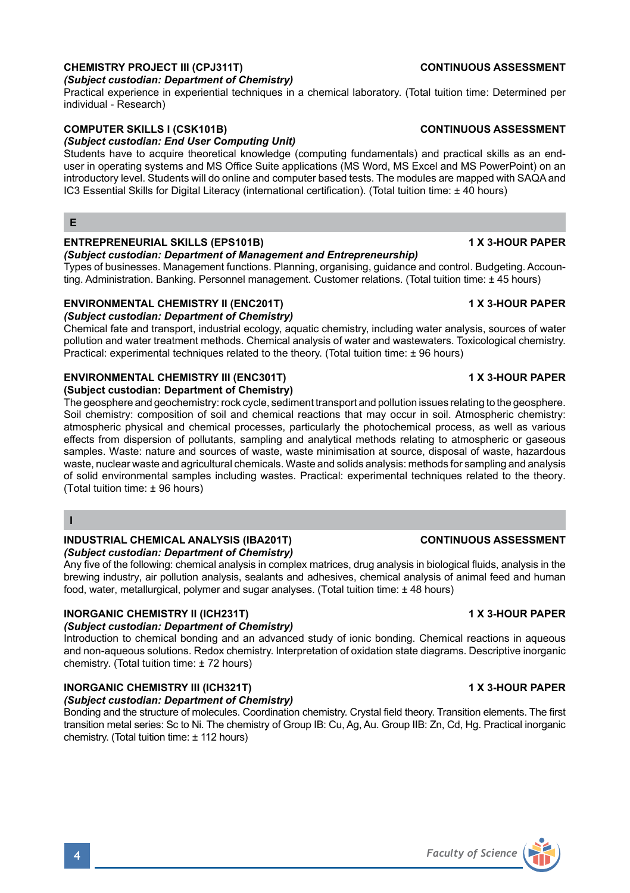**CHEMISTRY PROJECT III (CPJ311T)** **CONTINUOUS ASSESSMENT**

*(Subject custodian: Department of Chemistry)*

Practical experience in experiential techniques in a chemical laboratory. (Total tuition time: Determined per individual - Research)

**COMPUTER SKILLS I (CSK101B)** **CONTINUOUS ASSESSMENT**

*(Subject custodian: End User Computing Unit)*

Students have to acquire theoretical knowledge (computing fundamentals) and practical skills as an end-user in operating systems and MS Office Suite applications (MS Word, MS Excel and MS PowerPoint) on an introductory level. Students will do online and computer based tests. The modules are mapped with SAQA and IC3 Essential Skills for Digital Literacy (international certification). (Total tuition time: ± 40 hours)

## E

**ENTREPRENEURIAL SKILLS (EPS101B)** **1 X 3-HOUR PAPER**

*(Subject custodian: Department of Management and Entrepreneurship)*

Types of businesses. Management functions. Planning, organising, guidance and control. Budgeting. Accounting. Administration. Banking. Personnel management. Customer relations. (Total tuition time: ± 45 hours)

**ENVIRONMENTAL CHEMISTRY II (ENC201T)** **1 X 3-HOUR PAPER**

*(Subject custodian: Department of Chemistry)*

Chemical fate and transport, industrial ecology, aquatic chemistry, including water analysis, sources of water pollution and water treatment methods. Chemical analysis of water and wastewaters. Toxicological chemistry. Practical: experimental techniques related to the theory. (Total tuition time: ± 96 hours)

**ENVIRONMENTAL CHEMISTRY III (ENC301T)** **1 X 3-HOUR PAPER**

**(Subject custodian: Department of Chemistry)**

The geosphere and geochemistry: rock cycle, sediment transport and pollution issues relating to the geosphere. Soil chemistry: composition of soil and chemical reactions that may occur in soil. Atmospheric chemistry: atmospheric physical and chemical processes, particularly the photochemical process, as well as various effects from dispersion of pollutants, sampling and analytical methods relating to atmospheric or gaseous samples. Waste: nature and sources of waste, waste minimisation at source, disposal of waste, hazardous waste, nuclear waste and agricultural chemicals. Waste and solids analysis: methods for sampling and analysis of solid environmental samples including wastes. Practical: experimental techniques related to the theory. (Total tuition time: ± 96 hours)

## I

**INDUSTRIAL CHEMICAL ANALYSIS (IBA201T)** **CONTINUOUS ASSESSMENT**

*(Subject custodian: Department of Chemistry)*

Any five of the following: chemical analysis in complex matrices, drug analysis in biological fluids, analysis in the brewing industry, air pollution analysis, sealants and adhesives, chemical analysis of animal feed and human food, water, metallurgical, polymer and sugar analyses. (Total tuition time: ± 48 hours)

**INORGANIC CHEMISTRY II (ICH231T)** **1 X 3-HOUR PAPER**

*(Subject custodian: Department of Chemistry)*

Introduction to chemical bonding and an advanced study of ionic bonding. Chemical reactions in aqueous and non-aqueous solutions. Redox chemistry. Interpretation of oxidation state diagrams. Descriptive inorganic chemistry. (Total tuition time: ± 72 hours)

**INORGANIC CHEMISTRY III (ICH321T)** **1 X 3-HOUR PAPER**

*(Subject custodian: Department of Chemistry)*

Bonding and the structure of molecules. Coordination chemistry. Crystal field theory. Transition elements. The first transition metal series: Sc to Ni. The chemistry of Group IB: Cu, Ag, Au. Group IIB: Zn, Cd, Hg. Practical inorganic chemistry. (Total tuition time: ± 112 hours)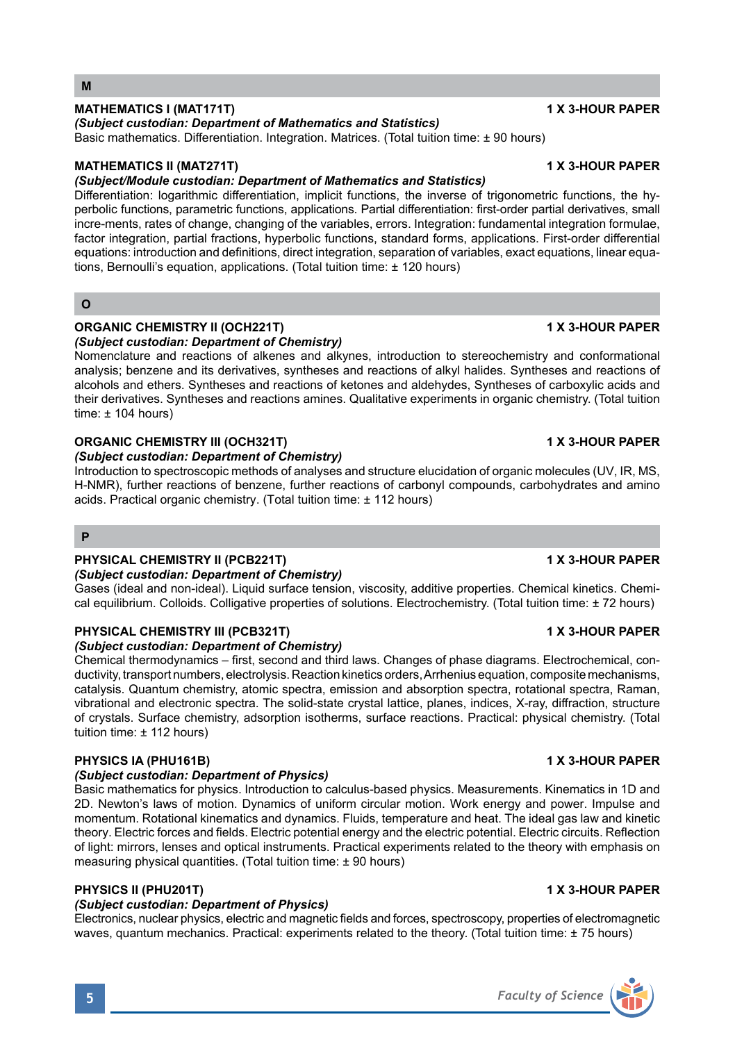## M

### MATHEMATICS I (MAT171T) — 1 X 3-HOUR PAPER

***(Subject custodian: Department of Mathematics and Statistics)***

Basic mathematics. Differentiation. Integration. Matrices. (Total tuition time: ± 90 hours)

### MATHEMATICS II (MAT271T) — 1 X 3-HOUR PAPER

***(Subject/Module custodian: Department of Mathematics and Statistics)***

Differentiation: logarithmic differentiation, implicit functions, the inverse of trigonometric functions, the hyperbolic functions, parametric functions, applications. Partial differentiation: first-order partial derivatives, small incre-ments, rates of change, changing of the variables, errors. Integration: fundamental integration formulae, factor integration, partial fractions, hyperbolic functions, standard forms, applications. First-order differential equations: introduction and definitions, direct integration, separation of variables, exact equations, linear equations, Bernoulli's equation, applications. (Total tuition time: ± 120 hours)

## O

### ORGANIC CHEMISTRY II (OCH221T) — 1 X 3-HOUR PAPER

***(Subject custodian: Department of Chemistry)***

Nomenclature and reactions of alkenes and alkynes, introduction to stereochemistry and conformational analysis; benzene and its derivatives, syntheses and reactions of alkyl halides. Syntheses and reactions of alcohols and ethers. Syntheses and reactions of ketones and aldehydes, Syntheses of carboxylic acids and their derivatives. Syntheses and reactions amines. Qualitative experiments in organic chemistry. (Total tuition time: ± 104 hours)

### ORGANIC CHEMISTRY III (OCH321T) — 1 X 3-HOUR PAPER

***(Subject custodian: Department of Chemistry)***

Introduction to spectroscopic methods of analyses and structure elucidation of organic molecules (UV, IR, MS, H-NMR), further reactions of benzene, further reactions of carbonyl compounds, carbohydrates and amino acids. Practical organic chemistry. (Total tuition time: ± 112 hours)

## P

### PHYSICAL CHEMISTRY II (PCB221T) — 1 X 3-HOUR PAPER

***(Subject custodian: Department of Chemistry)***

Gases (ideal and non-ideal). Liquid surface tension, viscosity, additive properties. Chemical kinetics. Chemical equilibrium. Colloids. Colligative properties of solutions. Electrochemistry. (Total tuition time: ± 72 hours)

### PHYSICAL CHEMISTRY III (PCB321T) — 1 X 3-HOUR PAPER

***(Subject custodian: Department of Chemistry)***

Chemical thermodynamics – first, second and third laws. Changes of phase diagrams. Electrochemical, conductivity, transport numbers, electrolysis. Reaction kinetics orders, Arrhenius equation, composite mechanisms, catalysis. Quantum chemistry, atomic spectra, emission and absorption spectra, rotational spectra, Raman, vibrational and electronic spectra. The solid-state crystal lattice, planes, indices, X-ray, diffraction, structure of crystals. Surface chemistry, adsorption isotherms, surface reactions. Practical: physical chemistry. (Total tuition time: ± 112 hours)

### PHYSICS IA (PHU161B) — 1 X 3-HOUR PAPER

***(Subject custodian: Department of Physics)***

Basic mathematics for physics. Introduction to calculus-based physics. Measurements. Kinematics in 1D and 2D. Newton's laws of motion. Dynamics of uniform circular motion. Work energy and power. Impulse and momentum. Rotational kinematics and dynamics. Fluids, temperature and heat. The ideal gas law and kinetic theory. Electric forces and fields. Electric potential energy and the electric potential. Electric circuits. Reflection of light: mirrors, lenses and optical instruments. Practical experiments related to the theory with emphasis on measuring physical quantities. (Total tuition time: ± 90 hours)

### PHYSICS II (PHU201T) — 1 X 3-HOUR PAPER

***(Subject custodian: Department of Physics)***

Electronics, nuclear physics, electric and magnetic fields and forces, spectroscopy, properties of electromagnetic waves, quantum mechanics. Practical: experiments related to the theory. (Total tuition time: ± 75 hours)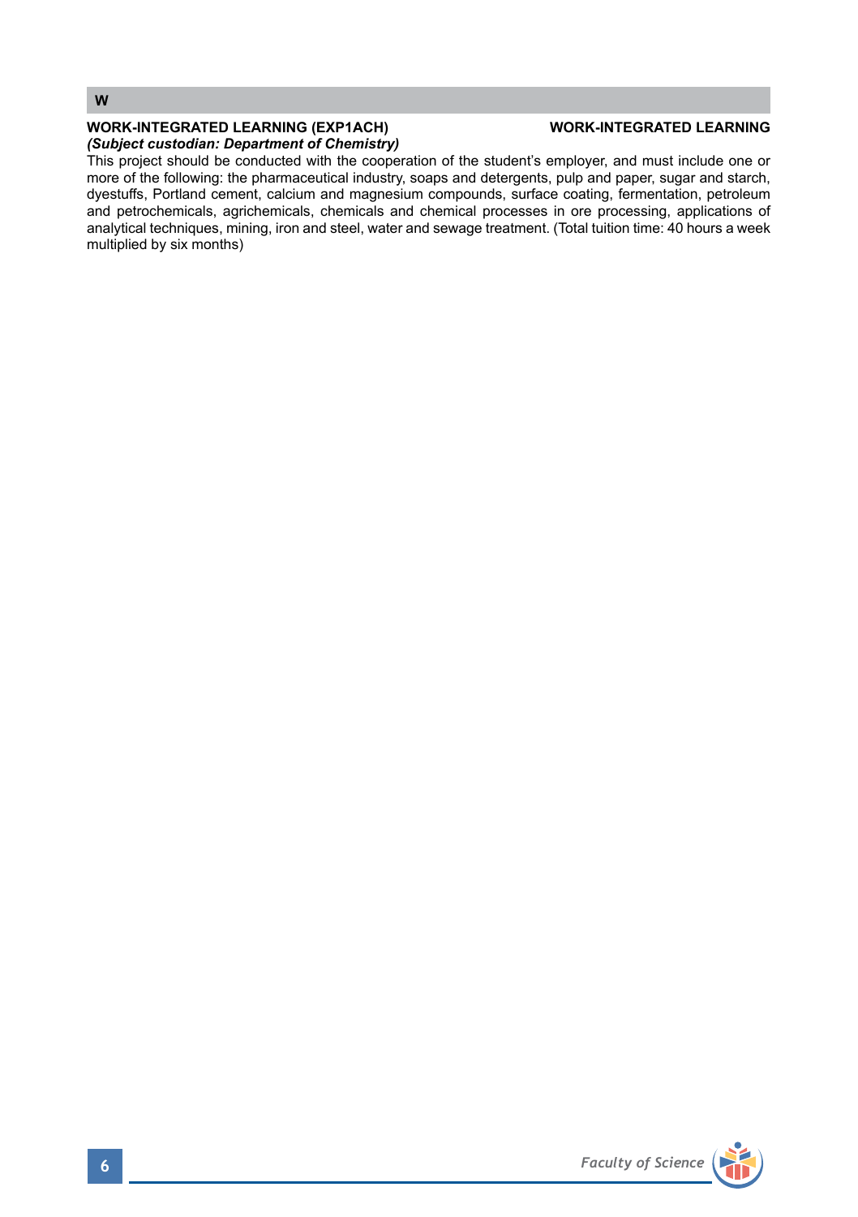## W

**WORK-INTEGRATED LEARNING (EXP1ACH)** **WORK-INTEGRATED LEARNING**

***(Subject custodian: Department of Chemistry)***

This project should be conducted with the cooperation of the student's employer, and must include one or more of the following: the pharmaceutical industry, soaps and detergents, pulp and paper, sugar and starch, dyestuffs, Portland cement, calcium and magnesium compounds, surface coating, fermentation, petroleum and petrochemicals, agrichemicals, chemicals and chemical processes in ore processing, applications of analytical techniques, mining, iron and steel, water and sewage treatment. (Total tuition time: 40 hours a week multiplied by six months)